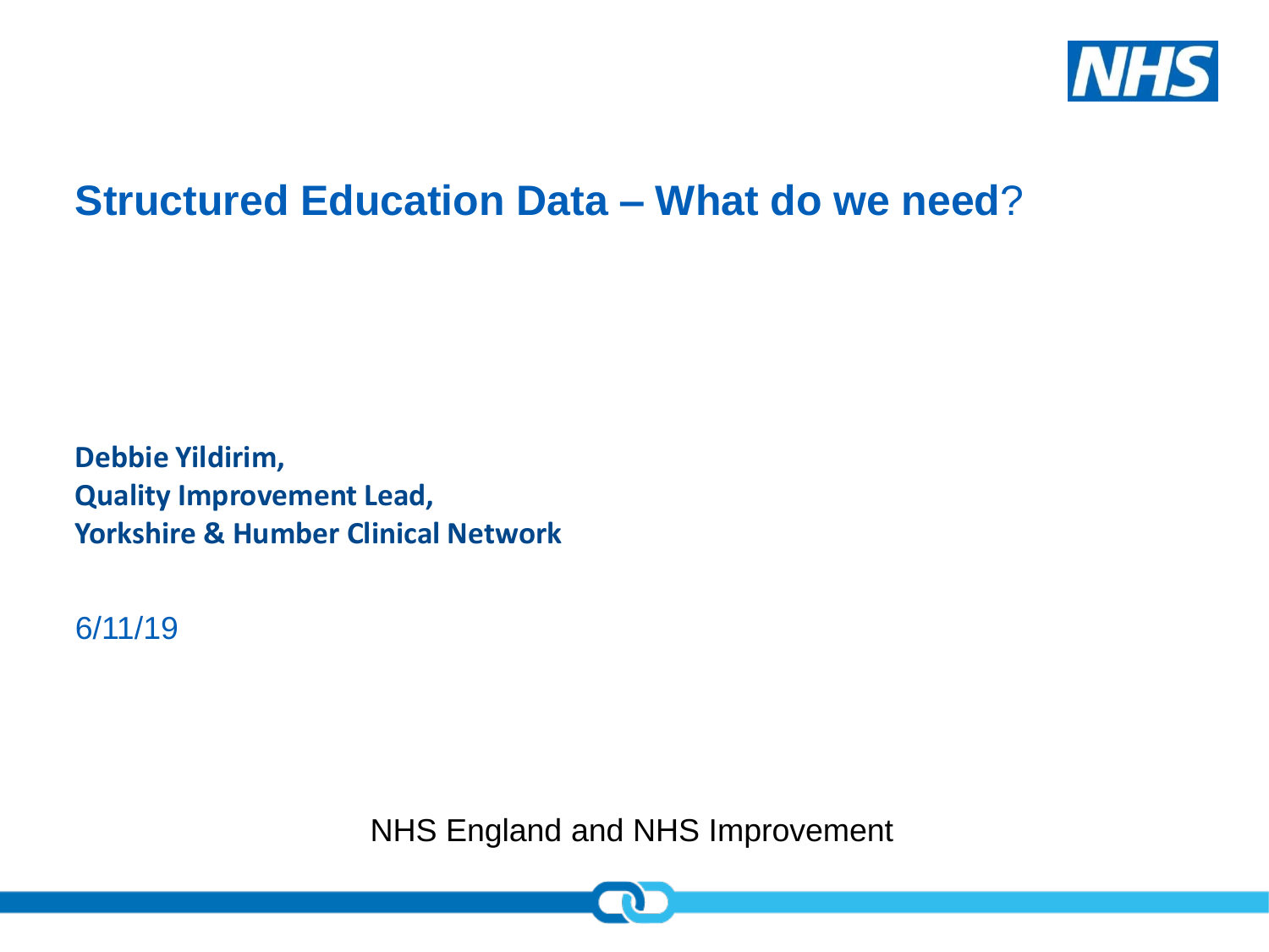# Structured Education Data – What do we need?

**Debbie Yildirim,**
**Quality Improvement Lead,**
**Yorkshire & Humber Clinical Network**

6/11/19

NHS England and NHS Improvement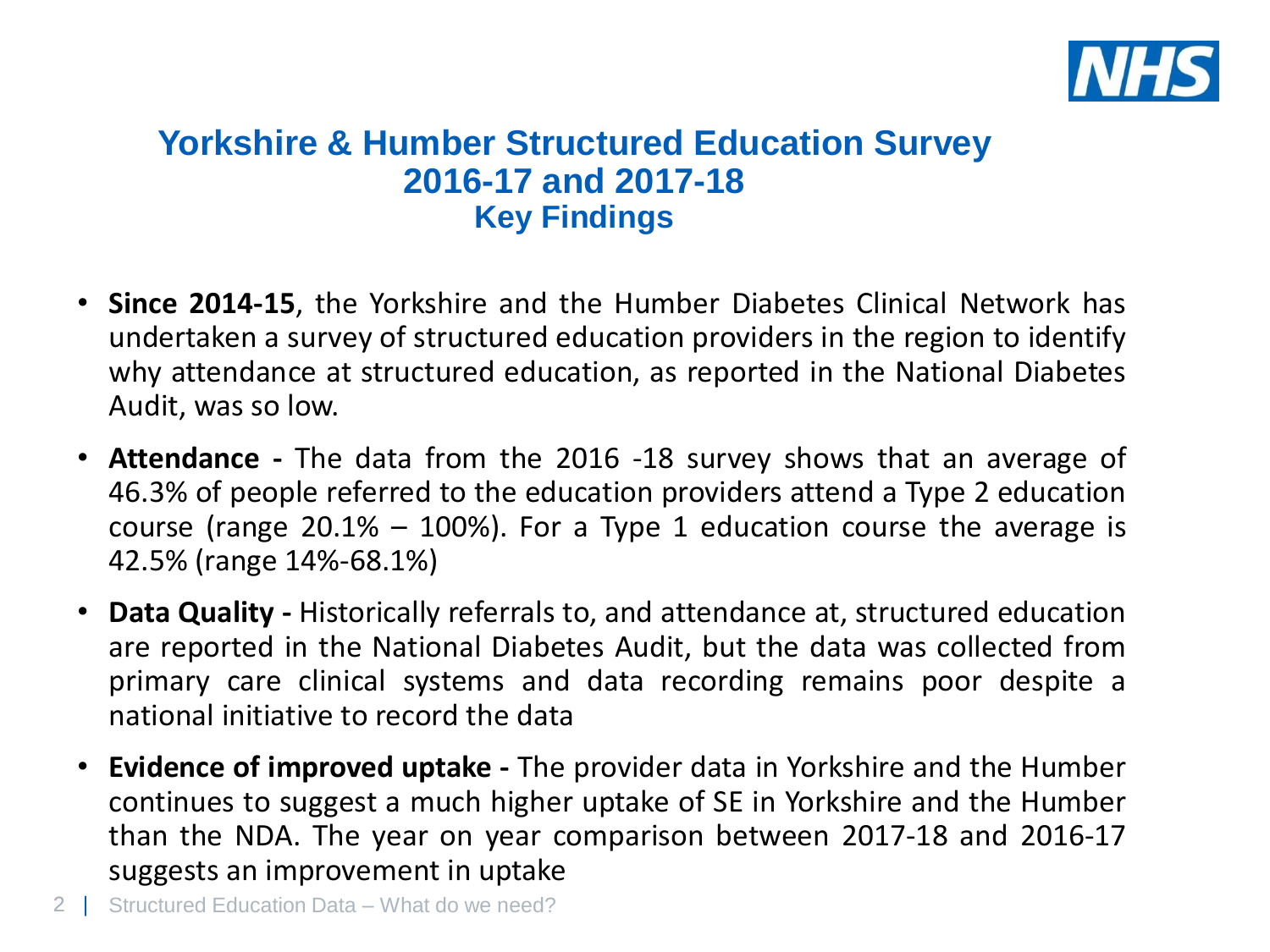# Yorkshire & Humber Structured Education Survey 2016-17 and 2017-18

## Key Findings

- **Since 2014-15**, the Yorkshire and the Humber Diabetes Clinical Network has undertaken a survey of structured education providers in the region to identify why attendance at structured education, as reported in the National Diabetes Audit, was so low.
- **Attendance -** The data from the 2016 -18 survey shows that an average of 46.3% of people referred to the education providers attend a Type 2 education course (range 20.1% – 100%). For a Type 1 education course the average is 42.5% (range 14%-68.1%)
- **Data Quality -** Historically referrals to, and attendance at, structured education are reported in the National Diabetes Audit, but the data was collected from primary care clinical systems and data recording remains poor despite a national initiative to record the data
- **Evidence of improved uptake -** The provider data in Yorkshire and the Humber continues to suggest a much higher uptake of SE in Yorkshire and the Humber than the NDA. The year on year comparison between 2017-18 and 2016-17 suggests an improvement in uptake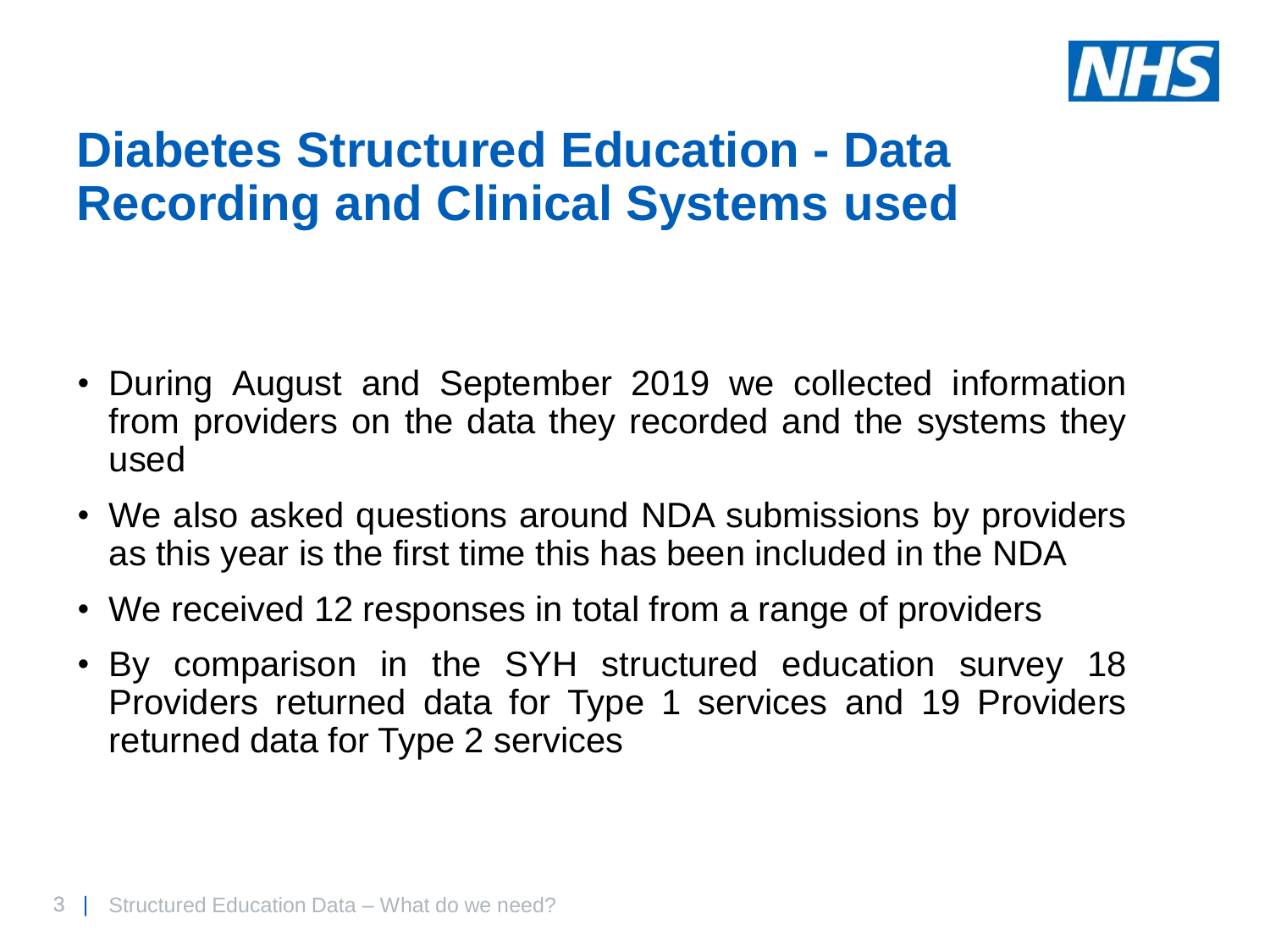# Diabetes Structured Education - Data Recording and Clinical Systems used

- During August and September 2019 we collected information from providers on the data they recorded and the systems they used
- We also asked questions around NDA submissions by providers as this year is the first time this has been included in the NDA
- We received 12 responses in total from a range of providers
- By comparison in the SYH structured education survey 18 Providers returned data for Type 1 services and 19 Providers returned data for Type 2 services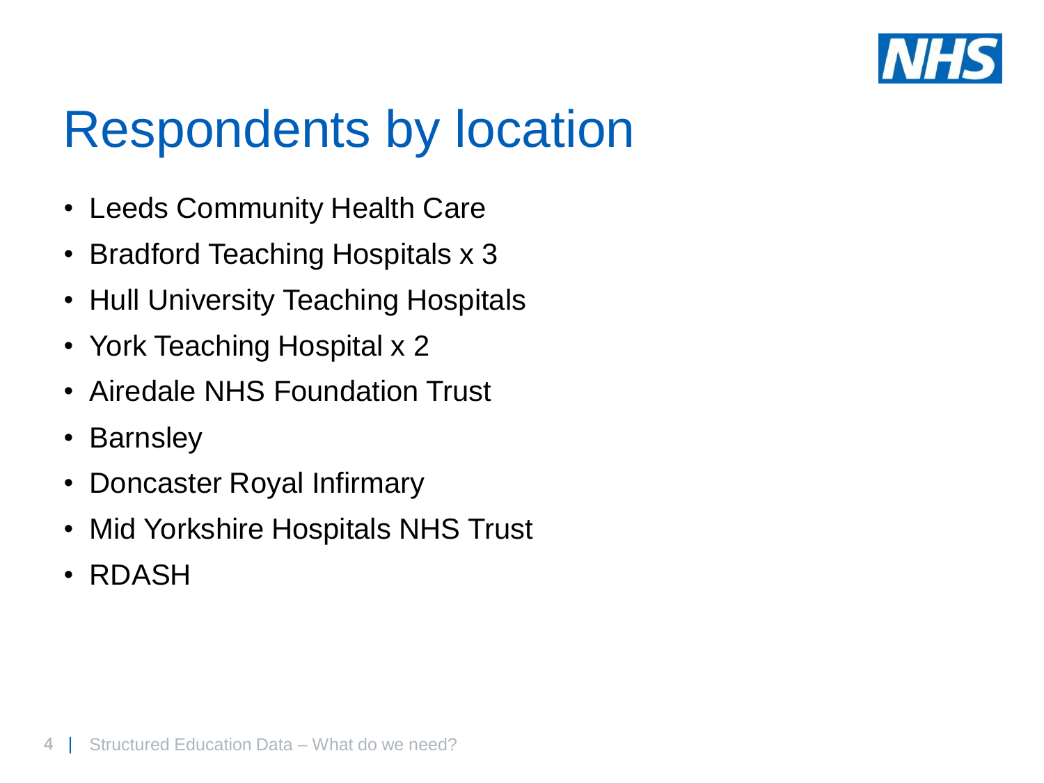# Respondents by location

- Leeds Community Health Care
- Bradford Teaching Hospitals x 3
- Hull University Teaching Hospitals
- York Teaching Hospital x 2
- Airedale NHS Foundation Trust
- Barnsley
- Doncaster Royal Infirmary
- Mid Yorkshire Hospitals NHS Trust
- RDASH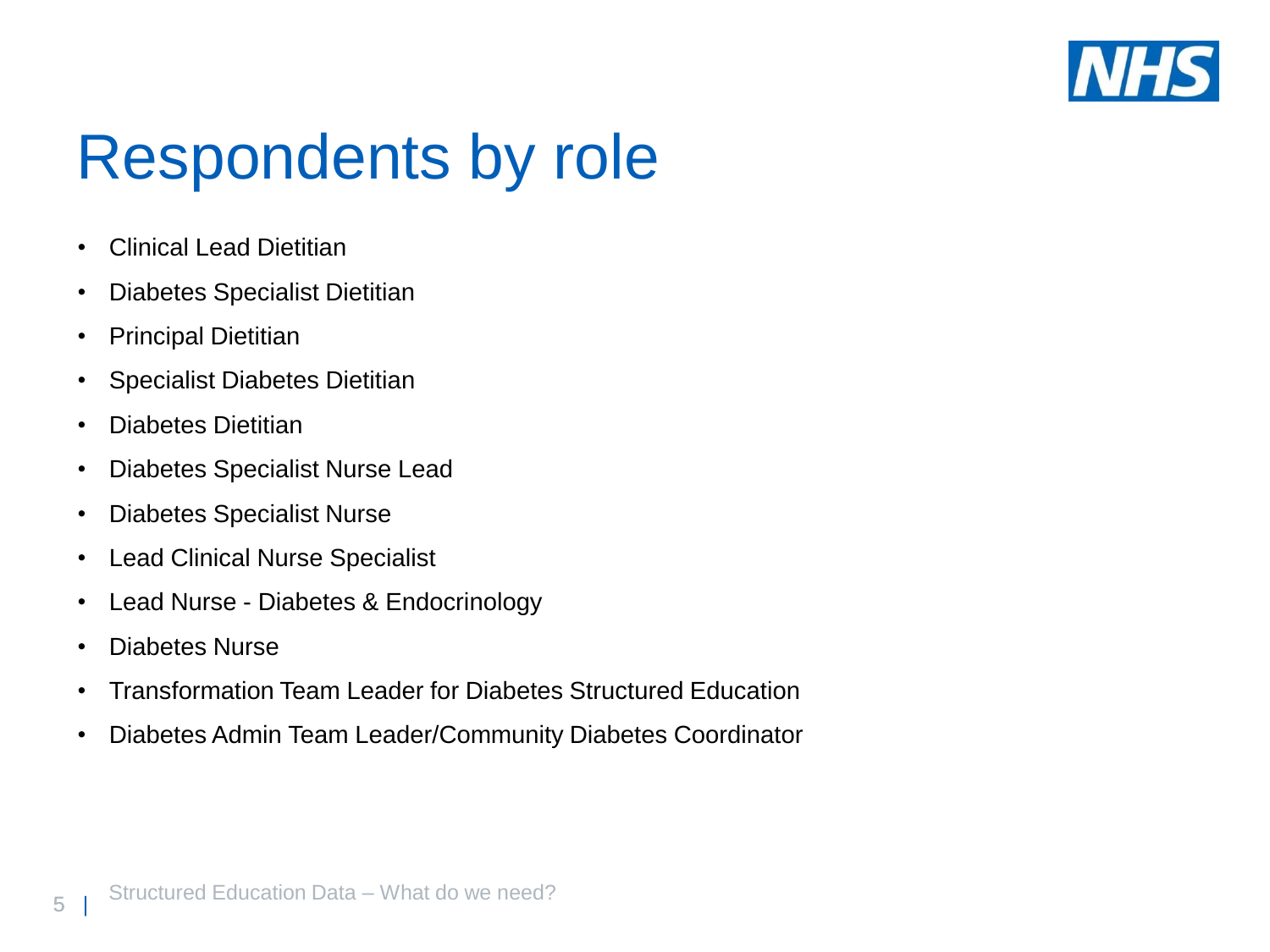# Respondents by role

- Clinical Lead Dietitian
- Diabetes Specialist Dietitian
- Principal Dietitian
- Specialist Diabetes Dietitian
- Diabetes Dietitian
- Diabetes Specialist Nurse Lead
- Diabetes Specialist Nurse
- Lead Clinical Nurse Specialist
- Lead Nurse - Diabetes & Endocrinology
- Diabetes Nurse
- Transformation Team Leader for Diabetes Structured Education
- Diabetes Admin Team Leader/Community Diabetes Coordinator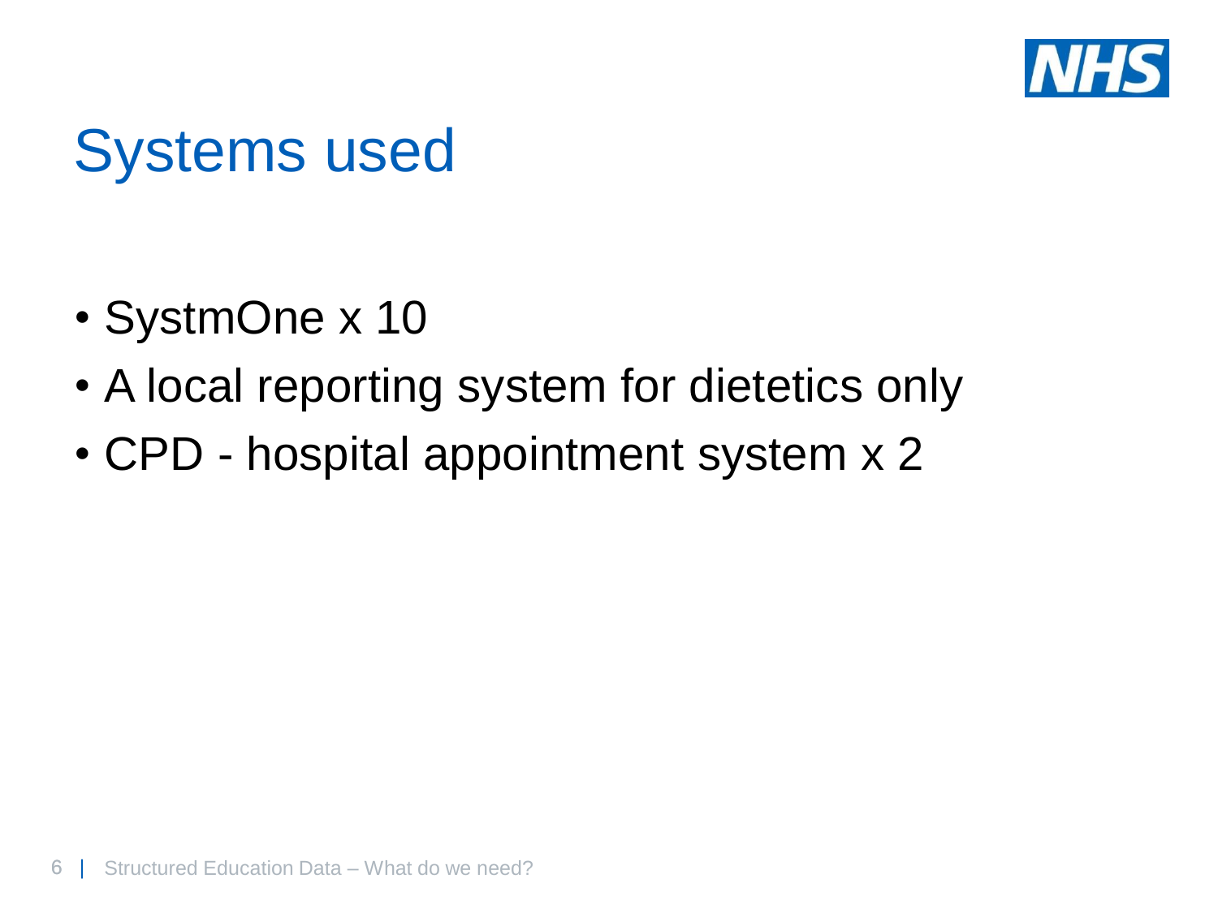# Systems used

- SystmOne x 10
- A local reporting system for dietetics only
- CPD - hospital appointment system x 2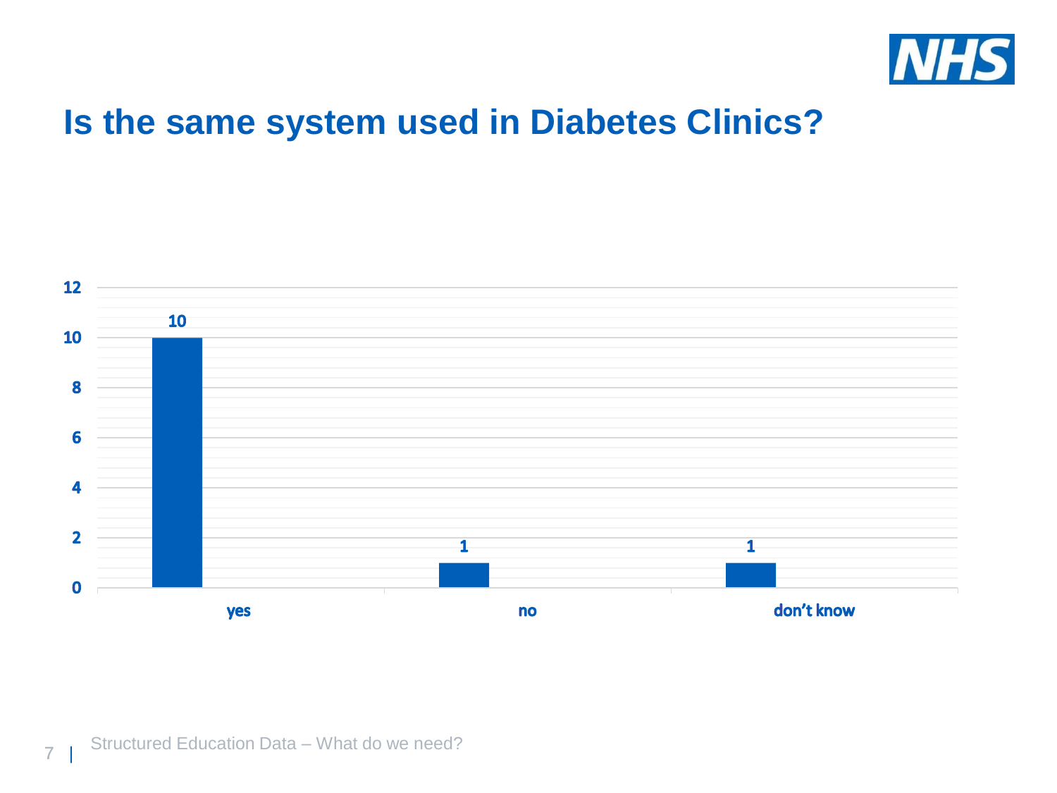# Is the same system used in Diabetes Clinics?

| Response | Count |
|---|---|
| yes | 10 |
| no | 1 |
| don't know | 1 |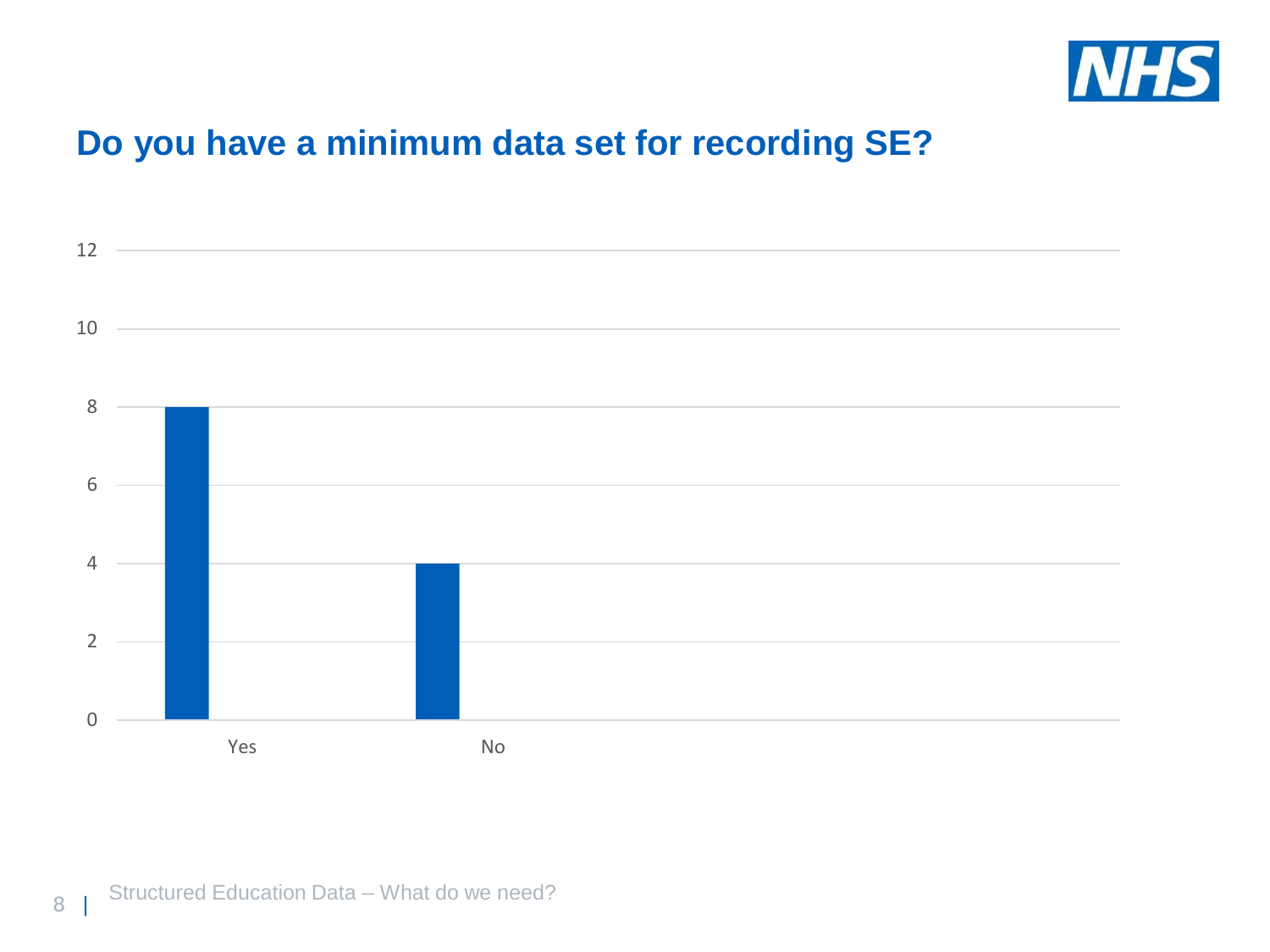## Do you have a minimum data set for recording SE?

| Response | Count |
| --- | --- |
| Yes | 8 |
| No | 4 |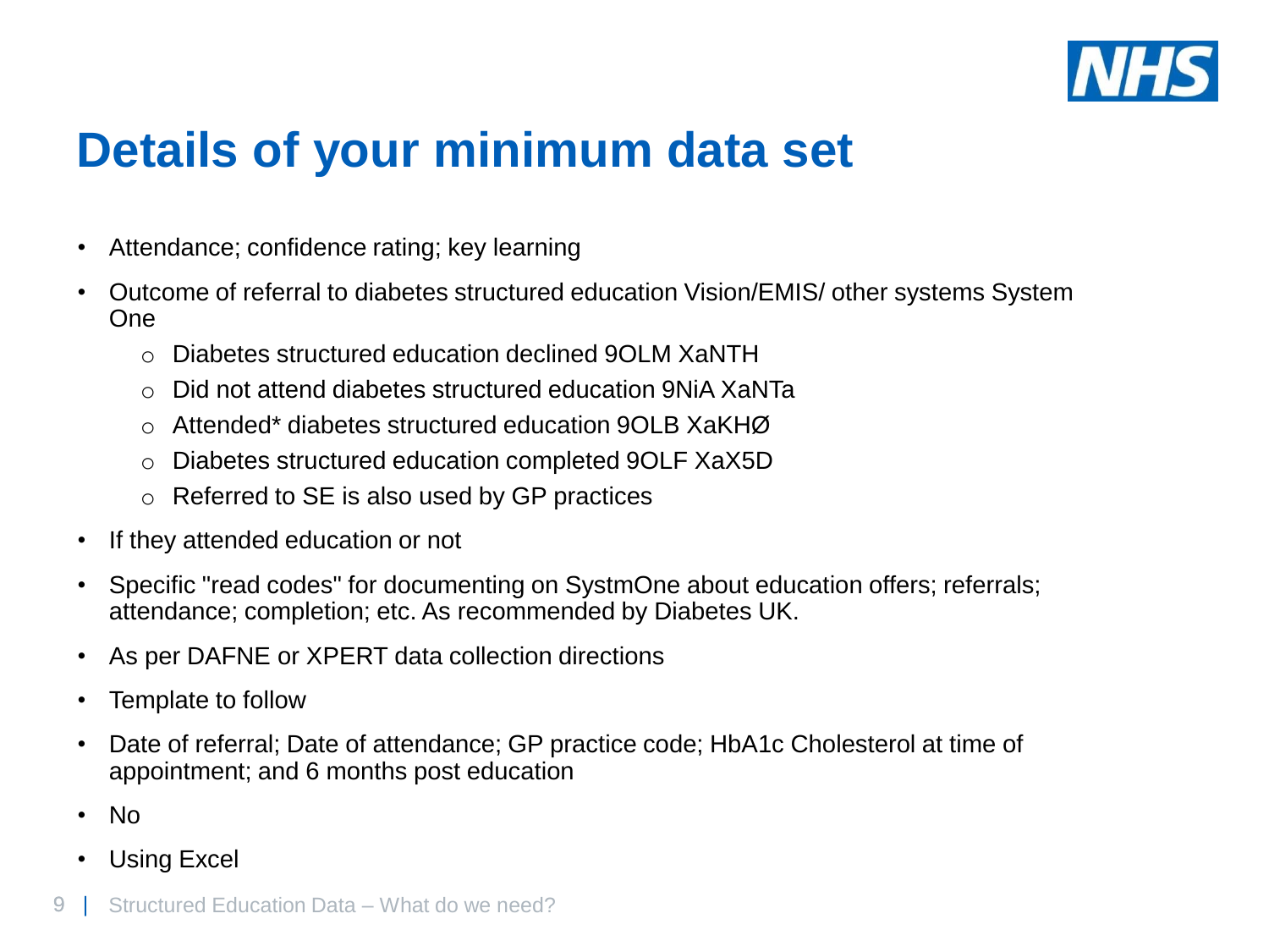# Details of your minimum data set

- Attendance; confidence rating; key learning
- Outcome of referral to diabetes structured education Vision/EMIS/ other systems System One
  - Diabetes structured education declined 9OLM XaNTH
  - Did not attend diabetes structured education 9NiA XaNTa
  - Attended* diabetes structured education 9OLB XaKHØ
  - Diabetes structured education completed 9OLF XaX5D
  - Referred to SE is also used by GP practices
- If they attended education or not
- Specific "read codes" for documenting on SystmOne about education offers; referrals; attendance; completion; etc. As recommended by Diabetes UK.
- As per DAFNE or XPERT data collection directions
- Template to follow
- Date of referral; Date of attendance; GP practice code; HbA1c Cholesterol at time of appointment; and 6 months post education
- No
- Using Excel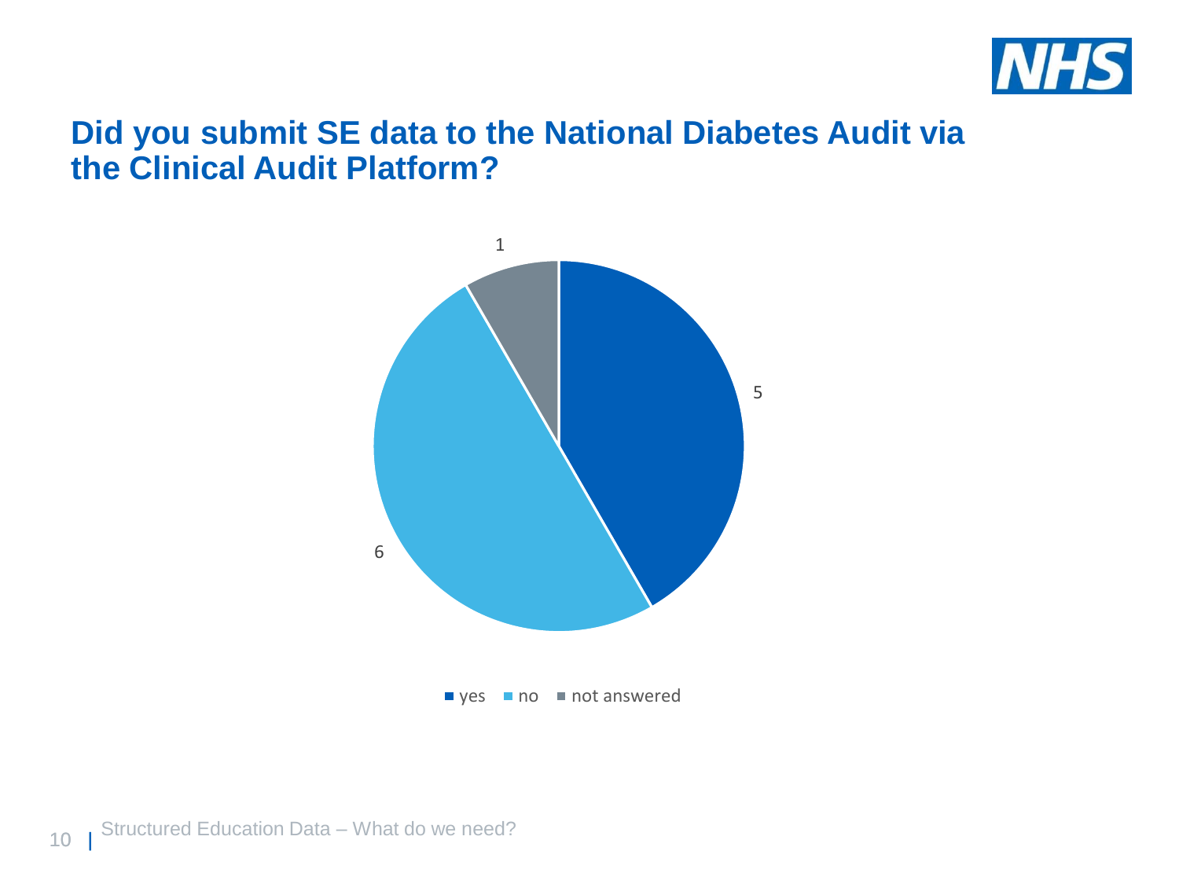## Did you submit SE data to the National Diabetes Audit via the Clinical Audit Platform?

| Response | Count |
| --- | --- |
| yes | 5 |
| no | 6 |
| not answered | 1 |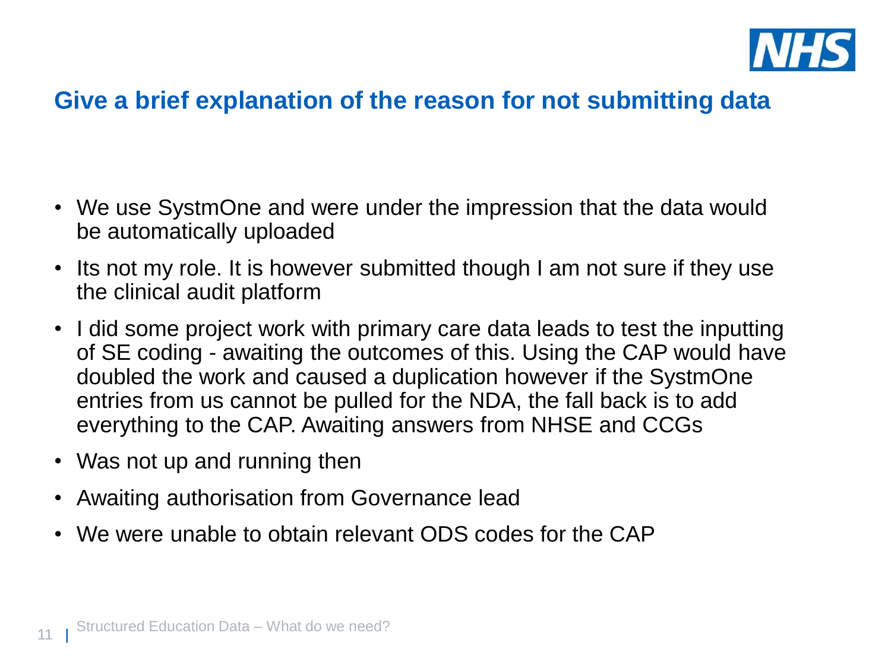## Give a brief explanation of the reason for not submitting data

- We use SystmOne and were under the impression that the data would be automatically uploaded
- Its not my role. It is however submitted though I am not sure if they use the clinical audit platform
- I did some project work with primary care data leads to test the inputting of SE coding - awaiting the outcomes of this. Using the CAP would have doubled the work and caused a duplication however if the SystmOne entries from us cannot be pulled for the NDA, the fall back is to add everything to the CAP. Awaiting answers from NHSE and CCGs
- Was not up and running then
- Awaiting authorisation from Governance lead
- We were unable to obtain relevant ODS codes for the CAP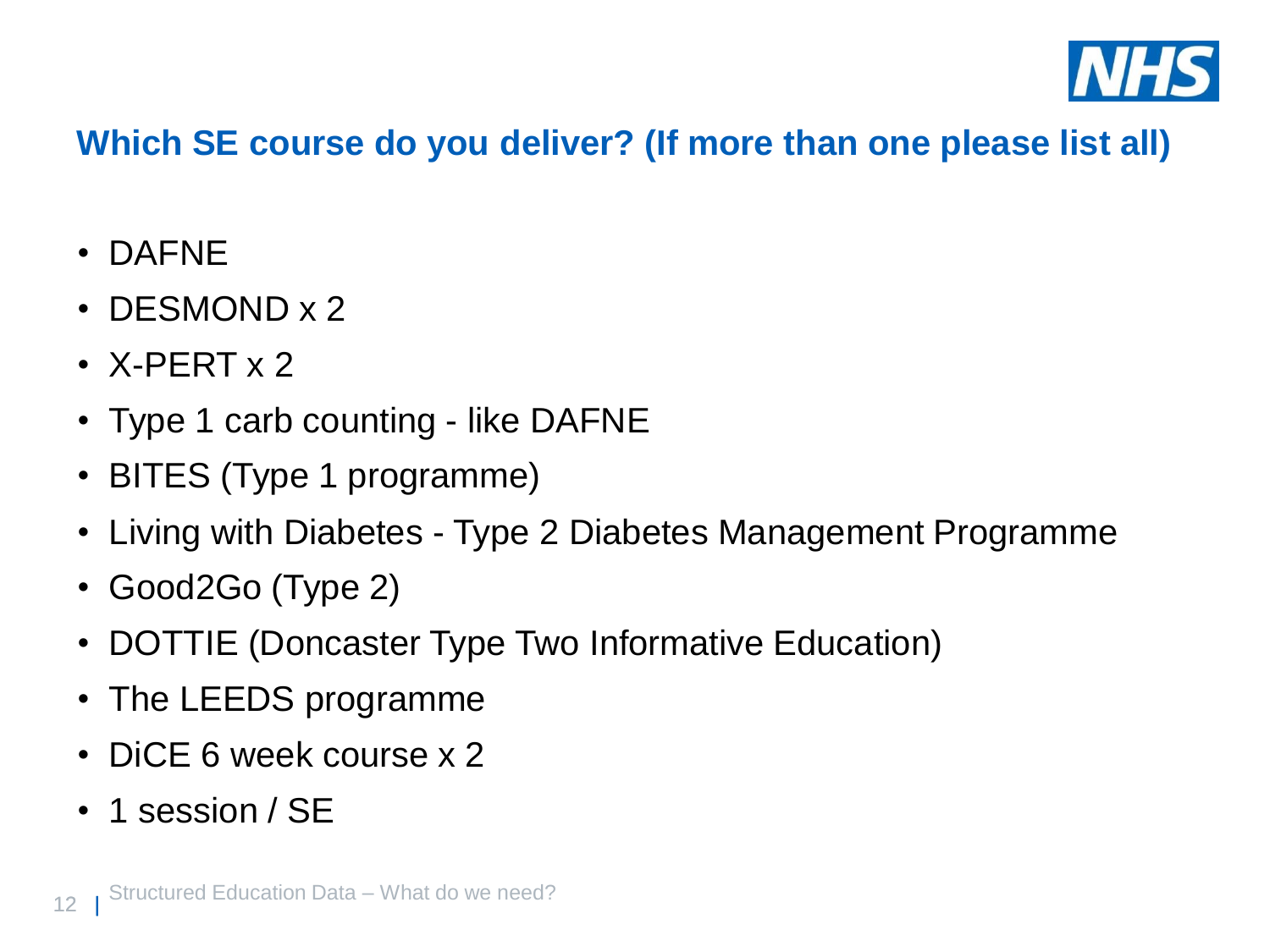## Which SE course do you deliver? (If more than one please list all)

- DAFNE
- DESMOND x 2
- X-PERT x 2
- Type 1 carb counting - like DAFNE
- BITES (Type 1 programme)
- Living with Diabetes - Type 2 Diabetes Management Programme
- Good2Go (Type 2)
- DOTTIE (Doncaster Type Two Informative Education)
- The LEEDS programme
- DiCE 6 week course x 2
- 1 session / SE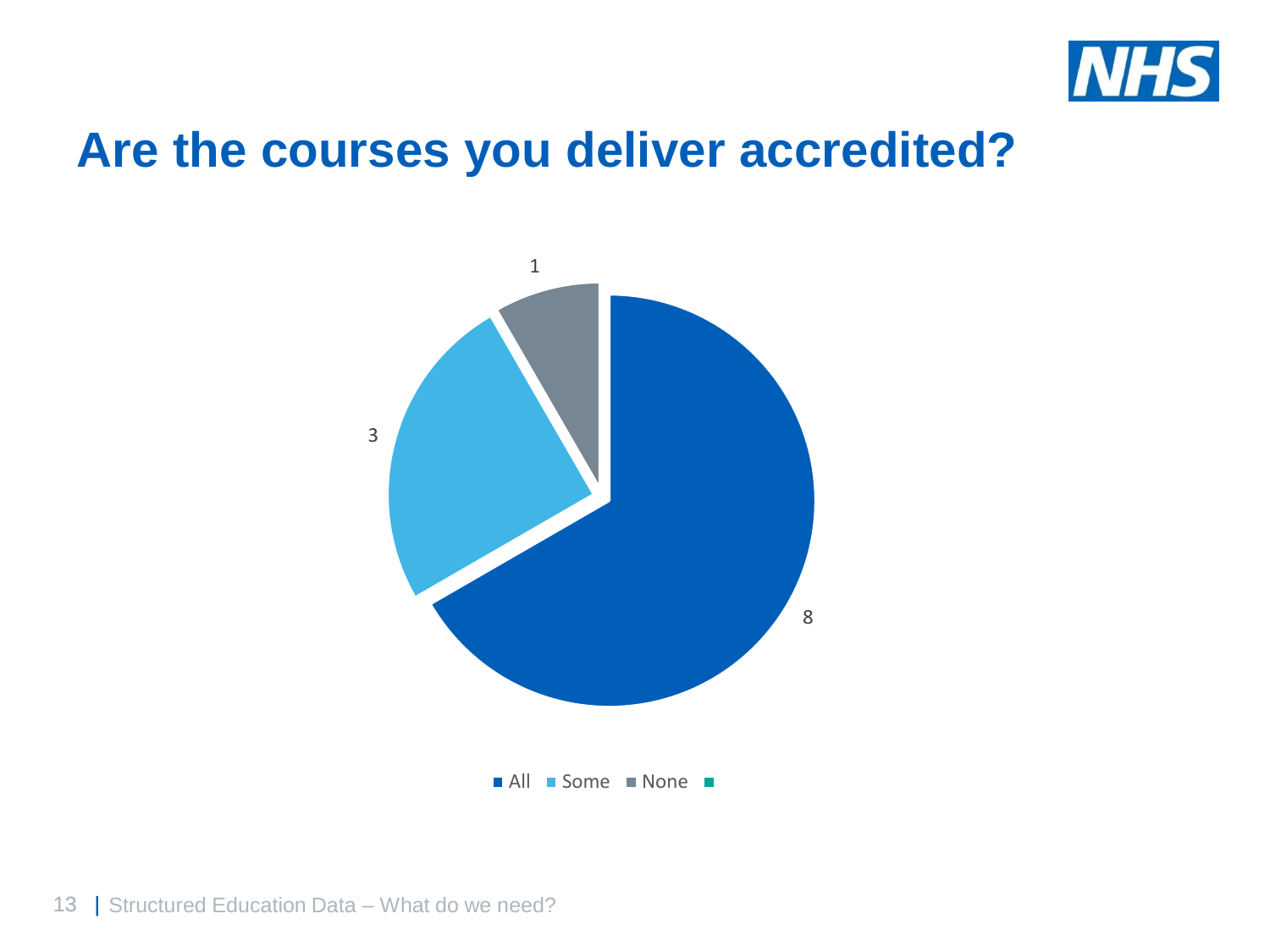# Are the courses you deliver accredited?

1

3

8

All Some None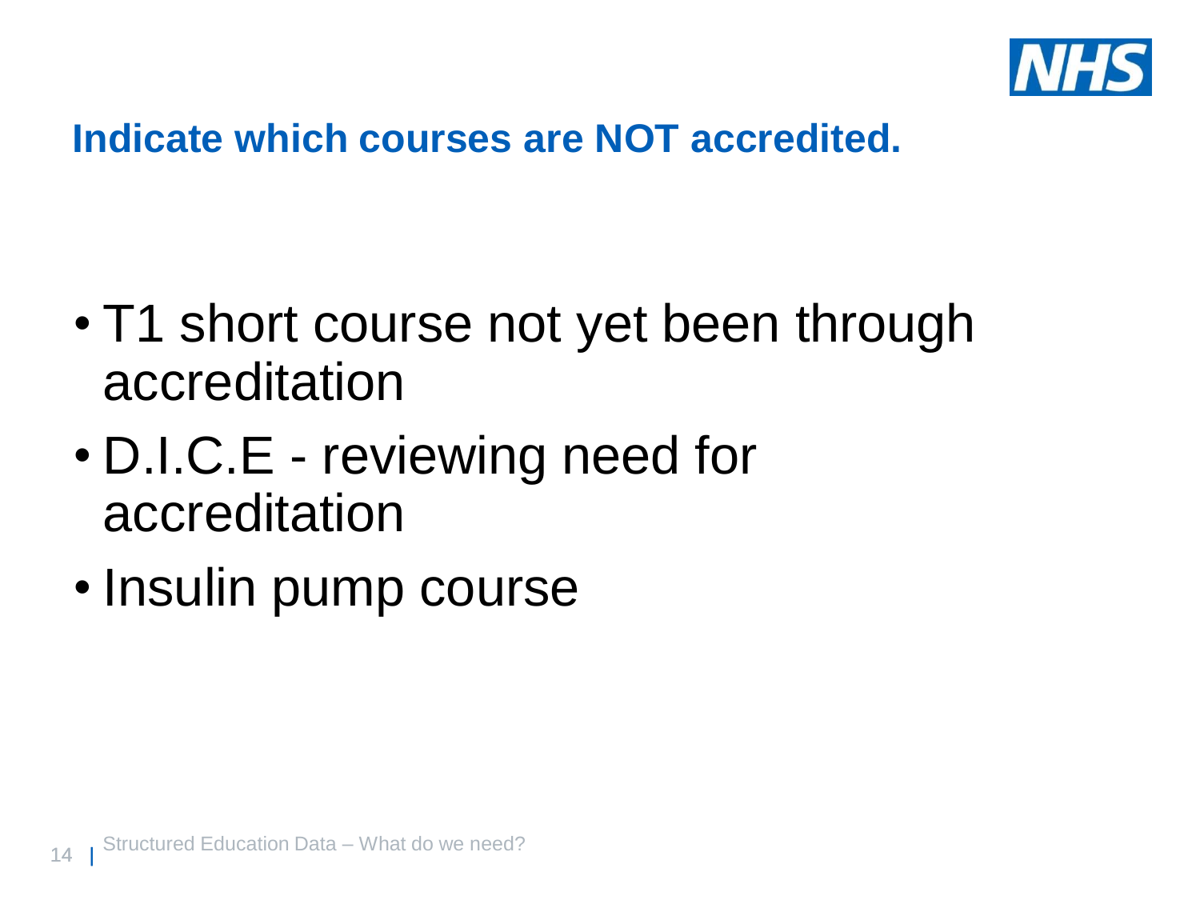## Indicate which courses are NOT accredited.

- T1 short course not yet been through accreditation
- D.I.C.E - reviewing need for accreditation
- Insulin pump course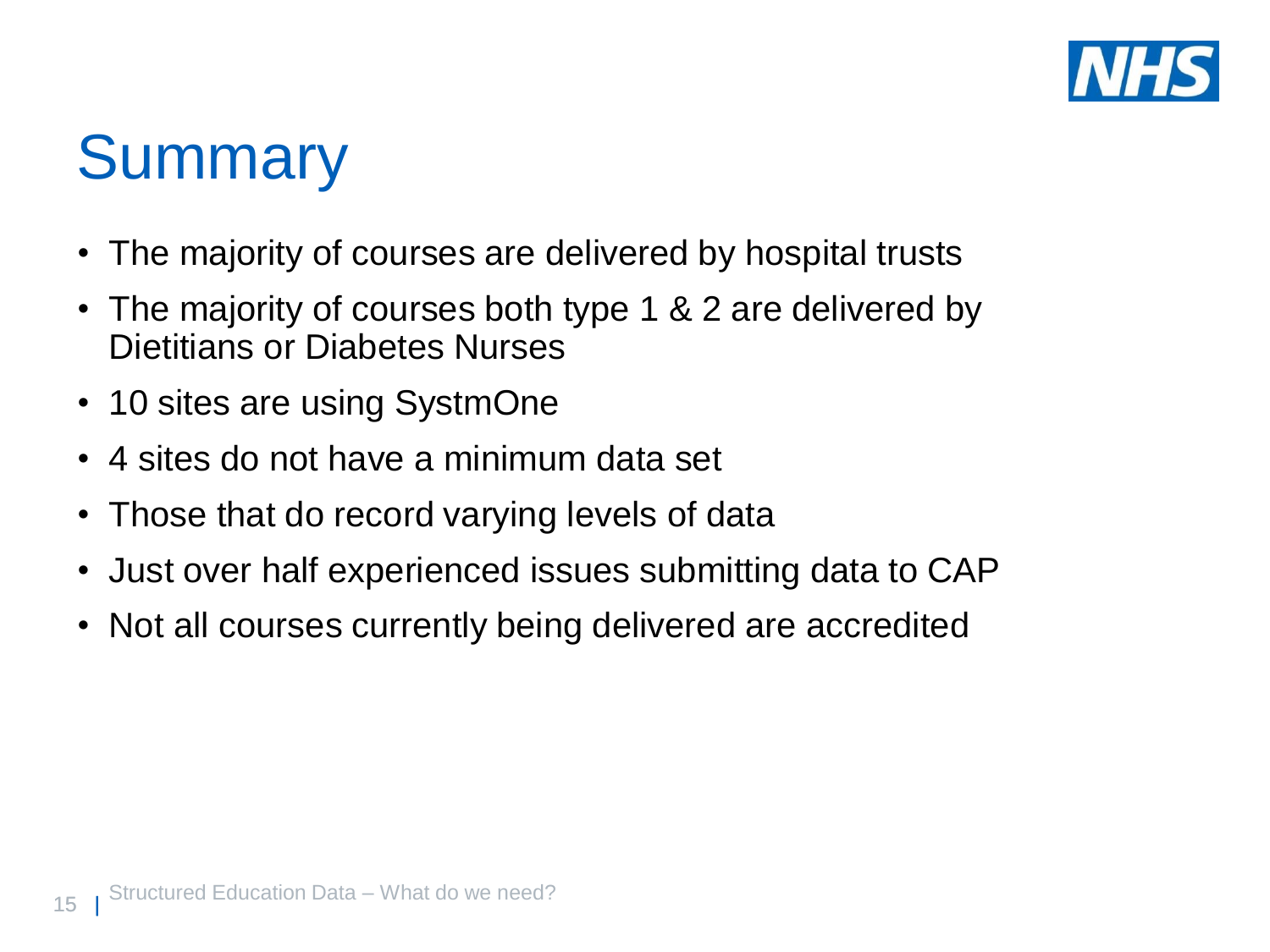# Summary

- The majority of courses are delivered by hospital trusts
- The majority of courses both type 1 & 2 are delivered by Dietitians or Diabetes Nurses
- 10 sites are using SystmOne
- 4 sites do not have a minimum data set
- Those that do record varying levels of data
- Just over half experienced issues submitting data to CAP
- Not all courses currently being delivered are accredited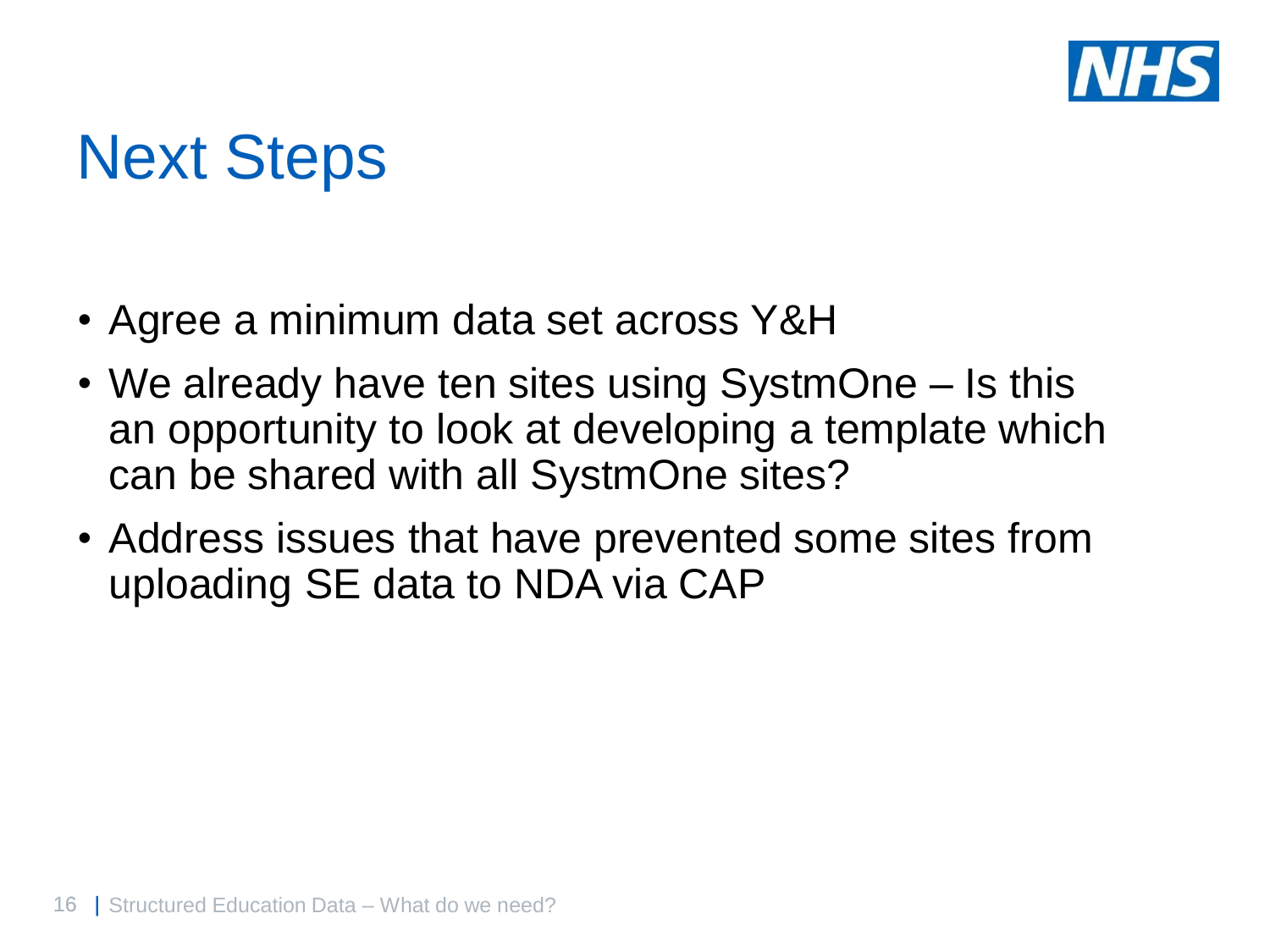# Next Steps

- Agree a minimum data set across Y&H
- We already have ten sites using SystmOne – Is this an opportunity to look at developing a template which can be shared with all SystmOne sites?
- Address issues that have prevented some sites from uploading SE data to NDA via CAP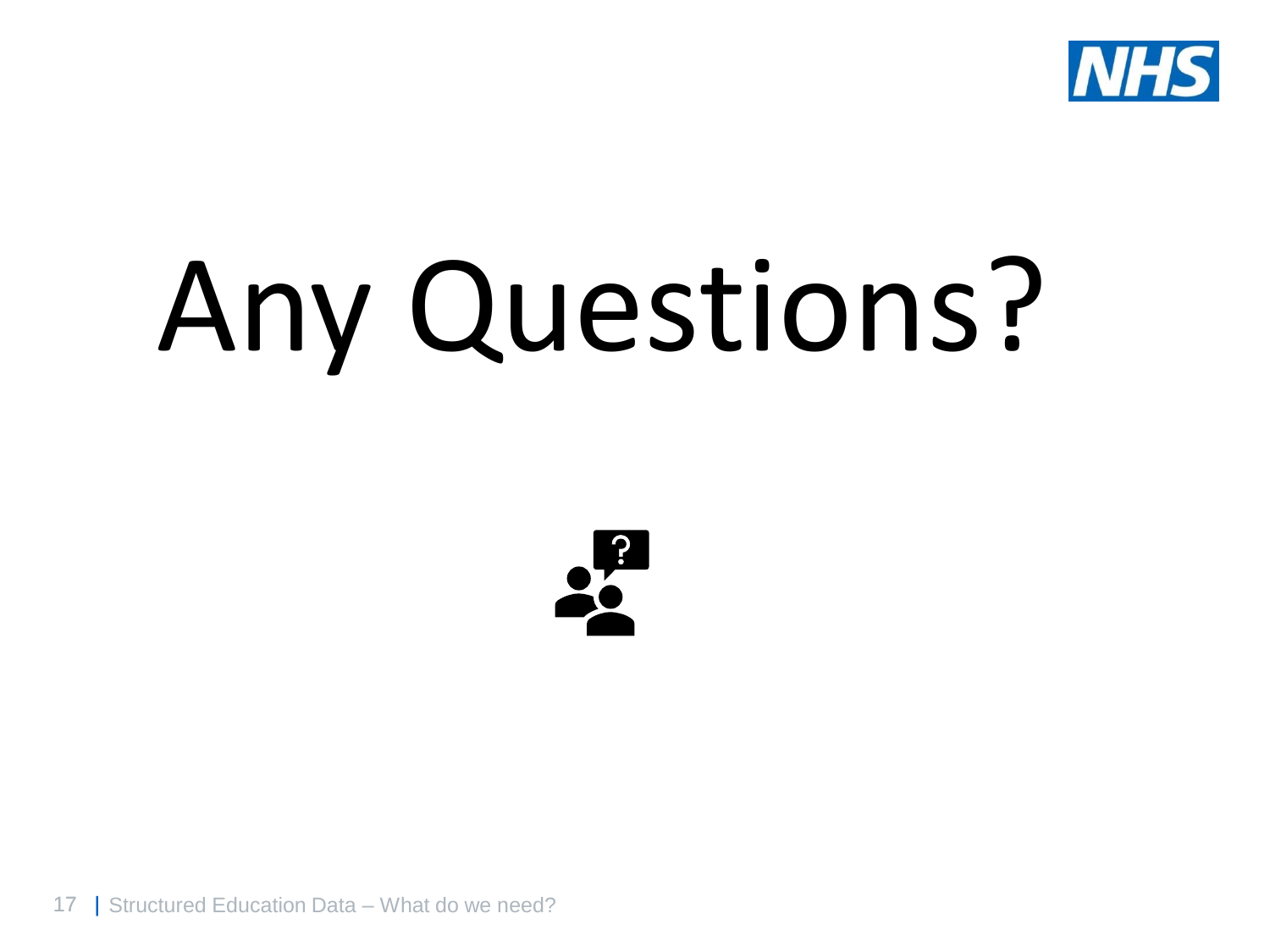# Any Questions?